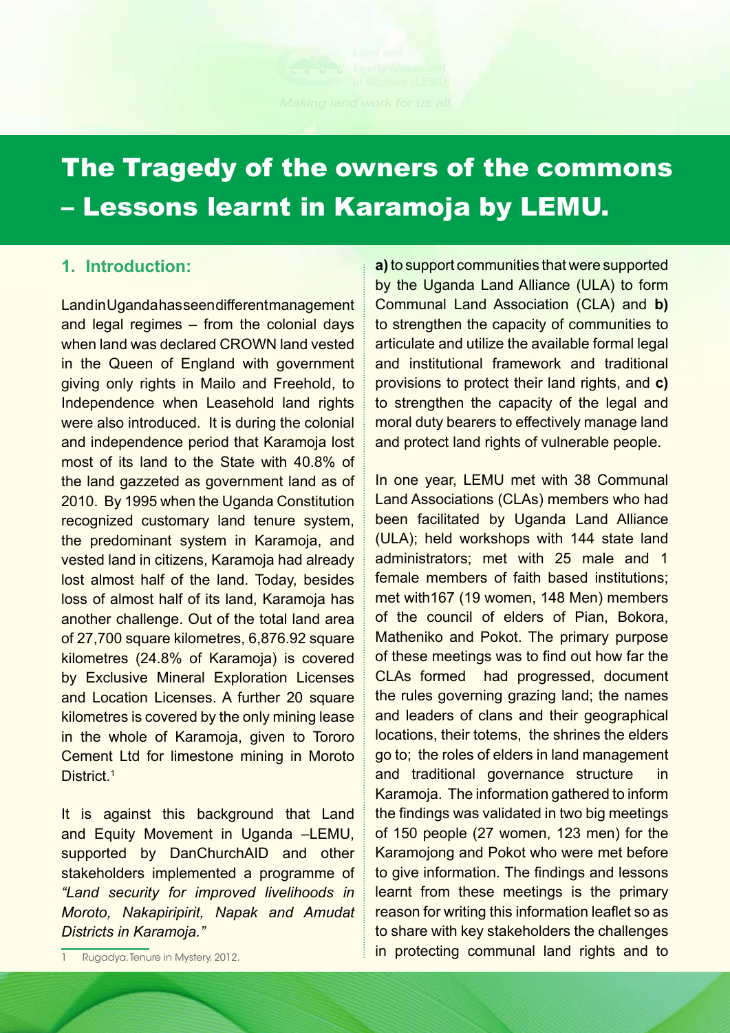# The Tragedy of the owners of the commons – Lessons learnt in Karamoja by LEMU.

## 1. Introduction:

Land in Uganda has seen different management and legal regimes – from the colonial days when land was declared CROWN land vested in the Queen of England with government giving only rights in Mailo and Freehold, to Independence when Leasehold land rights were also introduced. It is during the colonial and independence period that Karamoja lost most of its land to the State with 40.8% of the land gazzeted as government land as of 2010. By 1995 when the Uganda Constitution recognized customary land tenure system, the predominant system in Karamoja, and vested land in citizens, Karamoja had already lost almost half of the land. Today, besides loss of almost half of its land, Karamoja has another challenge. Out of the total land area of 27,700 square kilometres, 6,876.92 square kilometres (24.8% of Karamoja) is covered by Exclusive Mineral Exploration Licenses and Location Licenses. A further 20 square kilometres is covered by the only mining lease in the whole of Karamoja, given to Tororo Cement Ltd for limestone mining in Moroto District.[1]

It is against this background that Land and Equity Movement in Uganda –LEMU, supported by DanChurchAID and other stakeholders implemented a programme of *"Land security for improved livelihoods in Moroto, Nakapiripirit, Napak and Amudat Districts in Karamoja."*

**a)** to support communities that were supported by the Uganda Land Alliance (ULA) to form Communal Land Association (CLA) and **b)** to strengthen the capacity of communities to articulate and utilize the available formal legal and institutional framework and traditional provisions to protect their land rights, and **c)** to strengthen the capacity of the legal and moral duty bearers to effectively manage land and protect land rights of vulnerable people.

In one year, LEMU met with 38 Communal Land Associations (CLAs) members who had been facilitated by Uganda Land Alliance (ULA); held workshops with 144 state land administrators; met with 25 male and 1 female members of faith based institutions; met with167 (19 women, 148 Men) members of the council of elders of Pian, Bokora, Matheniko and Pokot. The primary purpose of these meetings was to find out how far the CLAs formed had progressed, document the rules governing grazing land; the names and leaders of clans and their geographical locations, their totems, the shrines the elders go to; the roles of elders in land management and traditional governance structure in Karamoja. The information gathered to inform the findings was validated in two big meetings of 150 people (27 women, 123 men) for the Karamojong and Pokot who were met before to give information. The findings and lessons learnt from these meetings is the primary reason for writing this information leaflet so as to share with key stakeholders the challenges in protecting communal land rights and to

[1] Rugadya, Tenure in Mystery, 2012.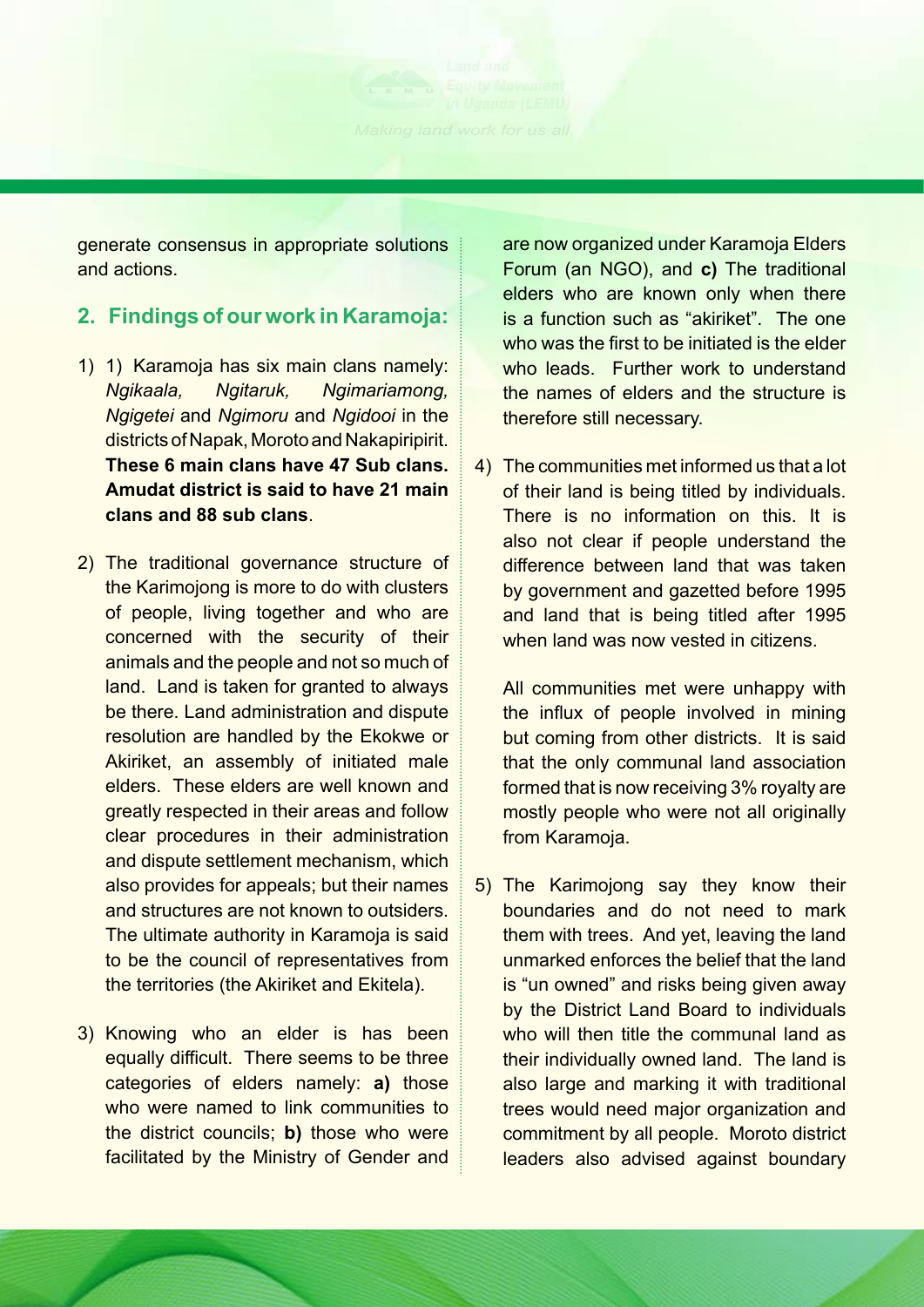generate consensus in appropriate solutions and actions.

## 2. Findings of our work in Karamoja:

1) 1) Karamoja has six main clans namely: *Ngikaala, Ngitaruk, Ngimariamong, Ngigetei* and *Ngimoru* and *Ngidooi* in the districts of Napak, Moroto and Nakapiripirit. **These 6 main clans have 47 Sub clans. Amudat district is said to have 21 main clans and 88 sub clans**.

2) The traditional governance structure of the Karimojong is more to do with clusters of people, living together and who are concerned with the security of their animals and the people and not so much of land. Land is taken for granted to always be there. Land administration and dispute resolution are handled by the Ekokwe or Akiriket, an assembly of initiated male elders. These elders are well known and greatly respected in their areas and follow clear procedures in their administration and dispute settlement mechanism, which also provides for appeals; but their names and structures are not known to outsiders. The ultimate authority in Karamoja is said to be the council of representatives from the territories (the Akiriket and Ekitela).

3) Knowing who an elder is has been equally difficult. There seems to be three categories of elders namely: **a)** those who were named to link communities to the district councils; **b)** those who were facilitated by the Ministry of Gender and are now organized under Karamoja Elders Forum (an NGO), and **c)** The traditional elders who are known only when there is a function such as "akiriket". The one who was the first to be initiated is the elder who leads. Further work to understand the names of elders and the structure is therefore still necessary.

4) The communities met informed us that a lot of their land is being titled by individuals. There is no information on this. It is also not clear if people understand the difference between land that was taken by government and gazetted before 1995 and land that is being titled after 1995 when land was now vested in citizens.

   All communities met were unhappy with the influx of people involved in mining but coming from other districts. It is said that the only communal land association formed that is now receiving 3% royalty are mostly people who were not all originally from Karamoja.

5) The Karimojong say they know their boundaries and do not need to mark them with trees. And yet, leaving the land unmarked enforces the belief that the land is "un owned" and risks being given away by the District Land Board to individuals who will then title the communal land as their individually owned land. The land is also large and marking it with traditional trees would need major organization and commitment by all people. Moroto district leaders also advised against boundary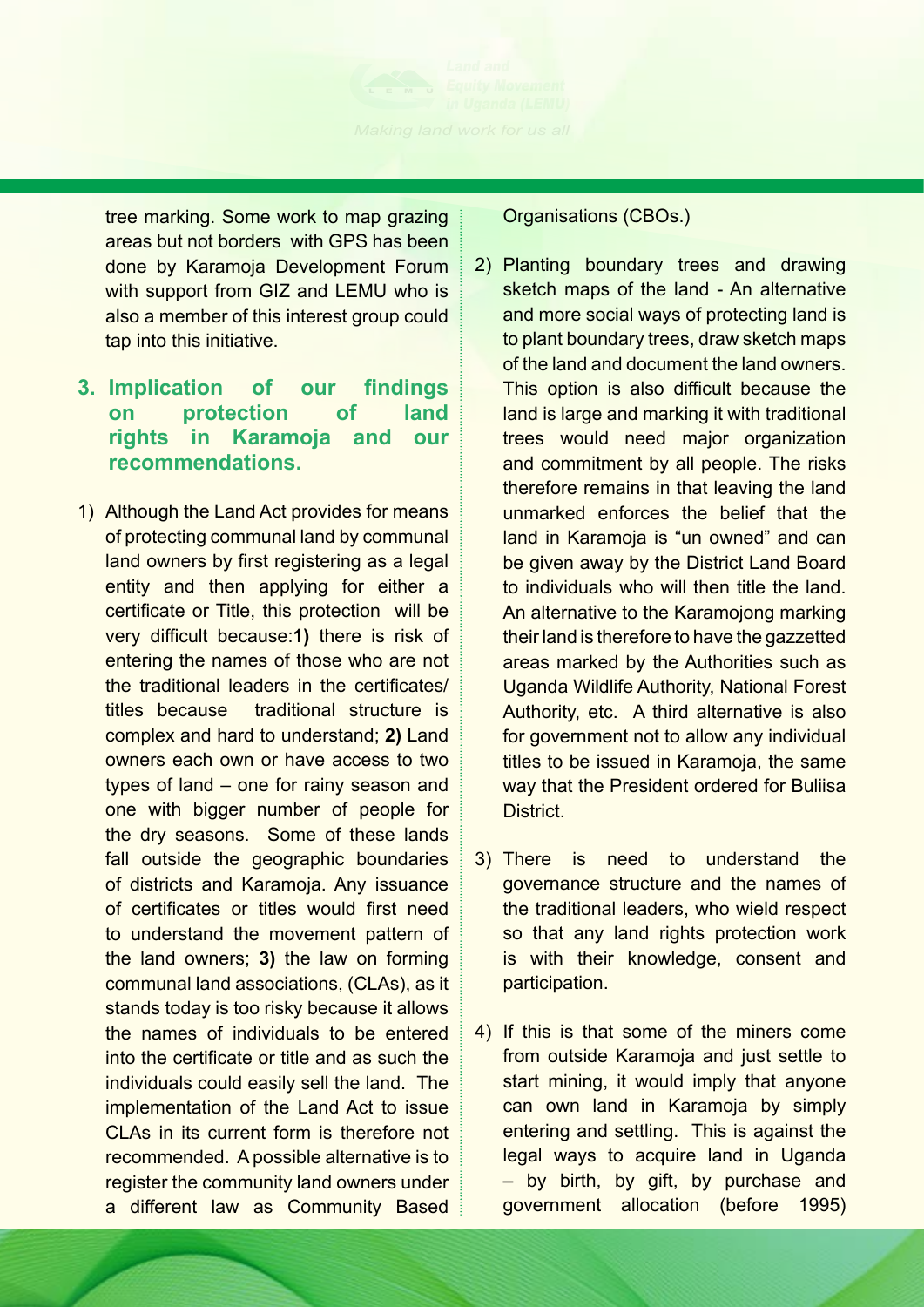tree marking. Some work to map grazing areas but not borders with GPS has been done by Karamoja Development Forum with support from GIZ and LEMU who is also a member of this interest group could tap into this initiative.

## 3. Implication of our findings on protection of land rights in Karamoja and our recommendations.

1) Although the Land Act provides for means of protecting communal land by communal land owners by first registering as a legal entity and then applying for either a certificate or Title, this protection will be very difficult because: **1)** there is risk of entering the names of those who are not the traditional leaders in the certificates/ titles because traditional structure is complex and hard to understand; **2)** Land owners each own or have access to two types of land – one for rainy season and one with bigger number of people for the dry seasons. Some of these lands fall outside the geographic boundaries of districts and Karamoja. Any issuance of certificates or titles would first need to understand the movement pattern of the land owners; **3)** the law on forming communal land associations, (CLAs), as it stands today is too risky because it allows the names of individuals to be entered into the certificate or title and as such the individuals could easily sell the land. The implementation of the Land Act to issue CLAs in its current form is therefore not recommended. A possible alternative is to register the community land owners under a different law as Community Based Organisations (CBOs.)

2) Planting boundary trees and drawing sketch maps of the land - An alternative and more social ways of protecting land is to plant boundary trees, draw sketch maps of the land and document the land owners. This option is also difficult because the land is large and marking it with traditional trees would need major organization and commitment by all people. The risks therefore remains in that leaving the land unmarked enforces the belief that the land in Karamoja is "un owned" and can be given away by the District Land Board to individuals who will then title the land. An alternative to the Karamojong marking their land is therefore to have the gazzetted areas marked by the Authorities such as Uganda Wildlife Authority, National Forest Authority, etc. A third alternative is also for government not to allow any individual titles to be issued in Karamoja, the same way that the President ordered for Buliisa District.

3) There is need to understand the governance structure and the names of the traditional leaders, who wield respect so that any land rights protection work is with their knowledge, consent and participation.

4) If this is that some of the miners come from outside Karamoja and just settle to start mining, it would imply that anyone can own land in Karamoja by simply entering and settling. This is against the legal ways to acquire land in Uganda – by birth, by gift, by purchase and government allocation (before 1995)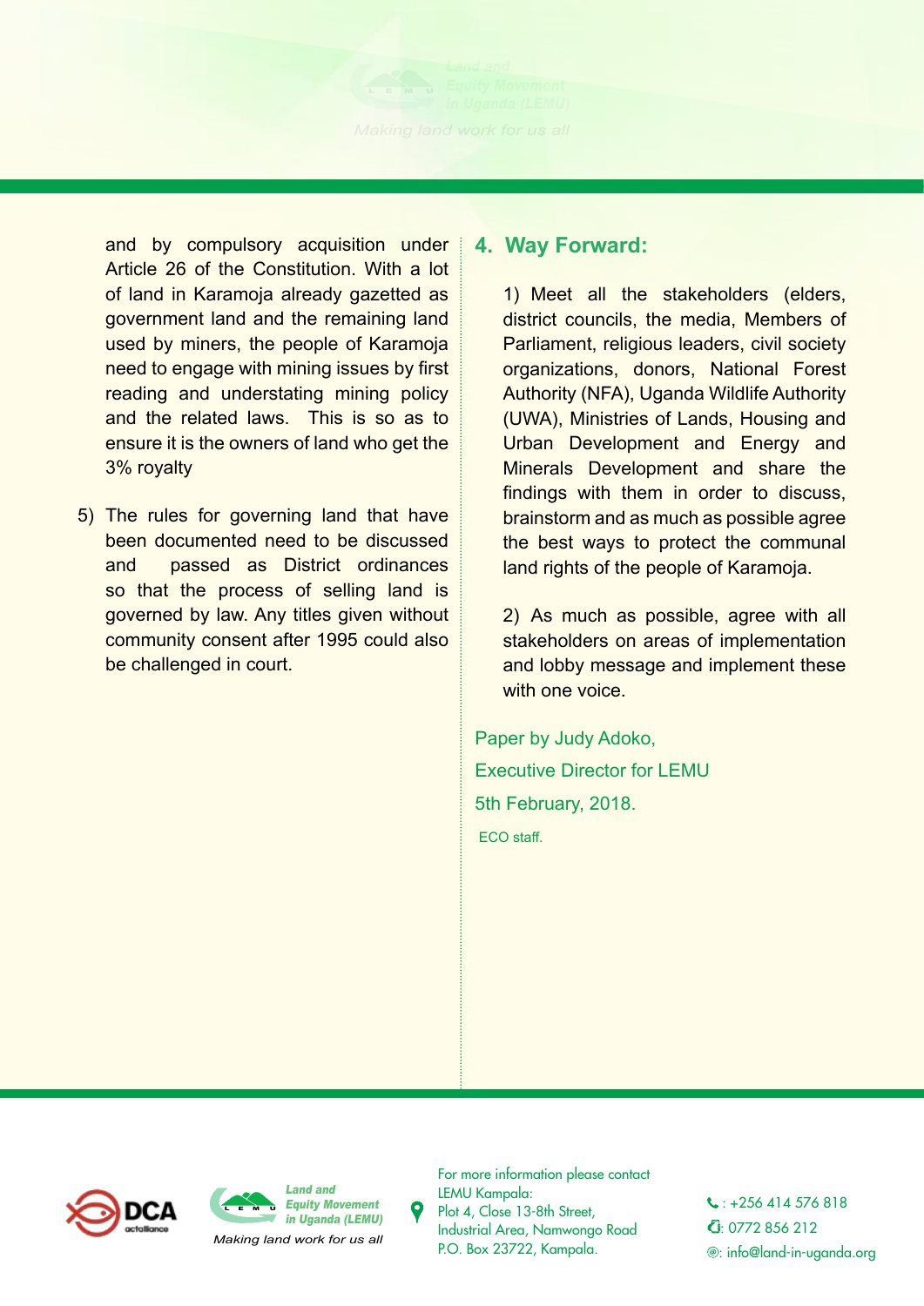and by compulsory acquisition under Article 26 of the Constitution. With a lot of land in Karamoja already gazetted as government land and the remaining land used by miners, the people of Karamoja need to engage with mining issues by first reading and understating mining policy and the related laws. This is so as to ensure it is the owners of land who get the 3% royalty

5) The rules for governing land that have been documented need to be discussed and passed as District ordinances so that the process of selling land is governed by law. Any titles given without community consent after 1995 could also be challenged in court.

## 4. Way Forward:

1) Meet all the stakeholders (elders, district councils, the media, Members of Parliament, religious leaders, civil society organizations, donors, National Forest Authority (NFA), Uganda Wildlife Authority (UWA), Ministries of Lands, Housing and Urban Development and Energy and Minerals Development and share the findings with them in order to discuss, brainstorm and as much as possible agree the best ways to protect the communal land rights of the people of Karamoja.

2) As much as possible, agree with all stakeholders on areas of implementation and lobby message and implement these with one voice.

Paper by Judy Adoko,

Executive Director for LEMU

5th February, 2018.

ECO staff.

DCA actalliance

Land and Equity Movement in Uganda (LEMU)

Making land work for us all

For more information please contact LEMU Kampala:
Plot 4, Close 13-8th Street,
Industrial Area, Namwongo Road
P.O. Box 23722, Kampala.

: +256 414 576 818
: 0772 856 212
: info@land-in-uganda.org